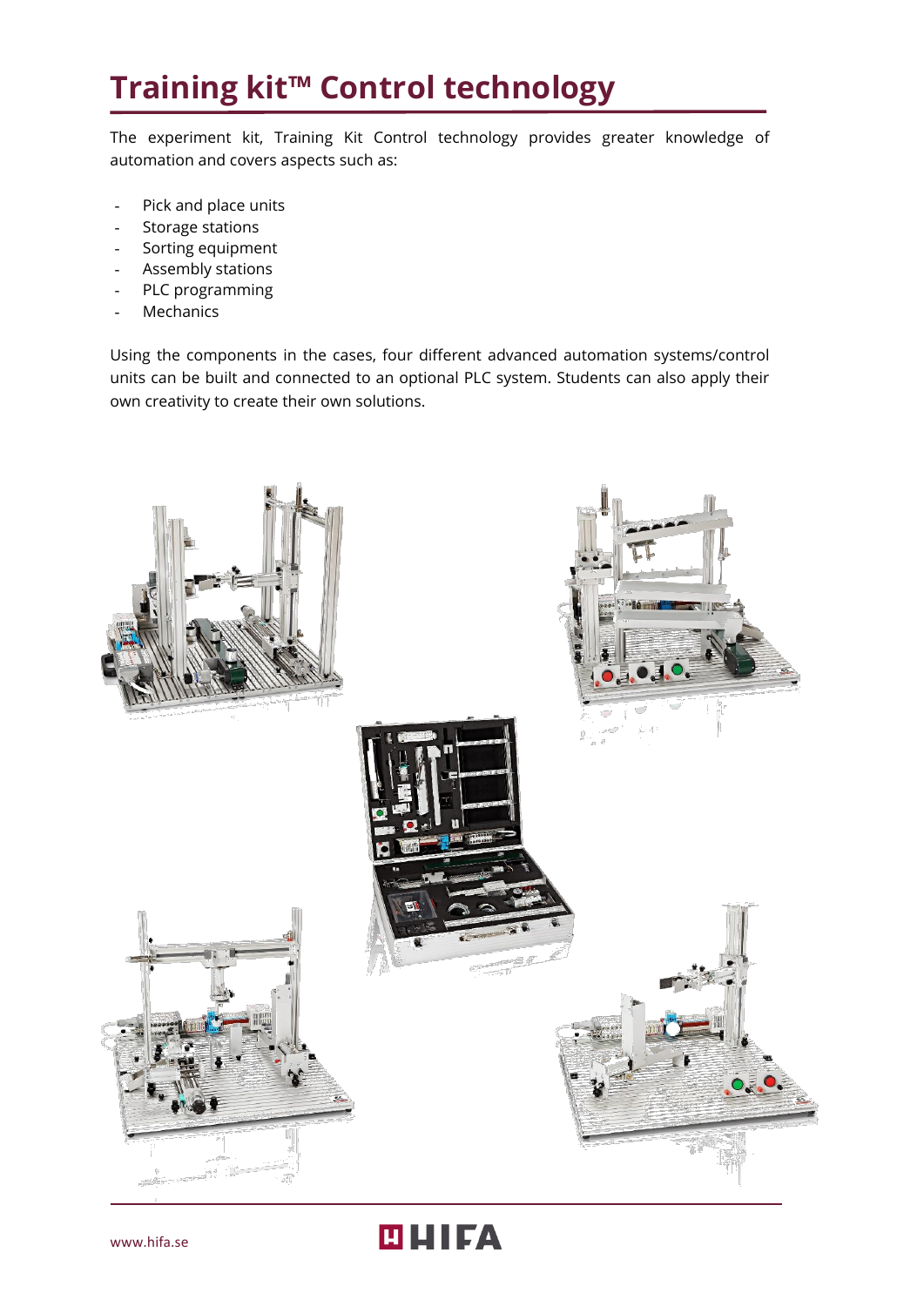# Training kit™ Control technology

The experiment kit, Training Kit Control technology provides greater knowledge of automation and covers aspects such as:

- Pick and place units
- Storage stations
- Sorting equipment
- Assembly stations
- PLC programming
- Mechanics

Using the components in the cases, four different advanced automation systems/control units can be built and connected to an optional PLC system. Students can also apply their own creativity to create their own solutions.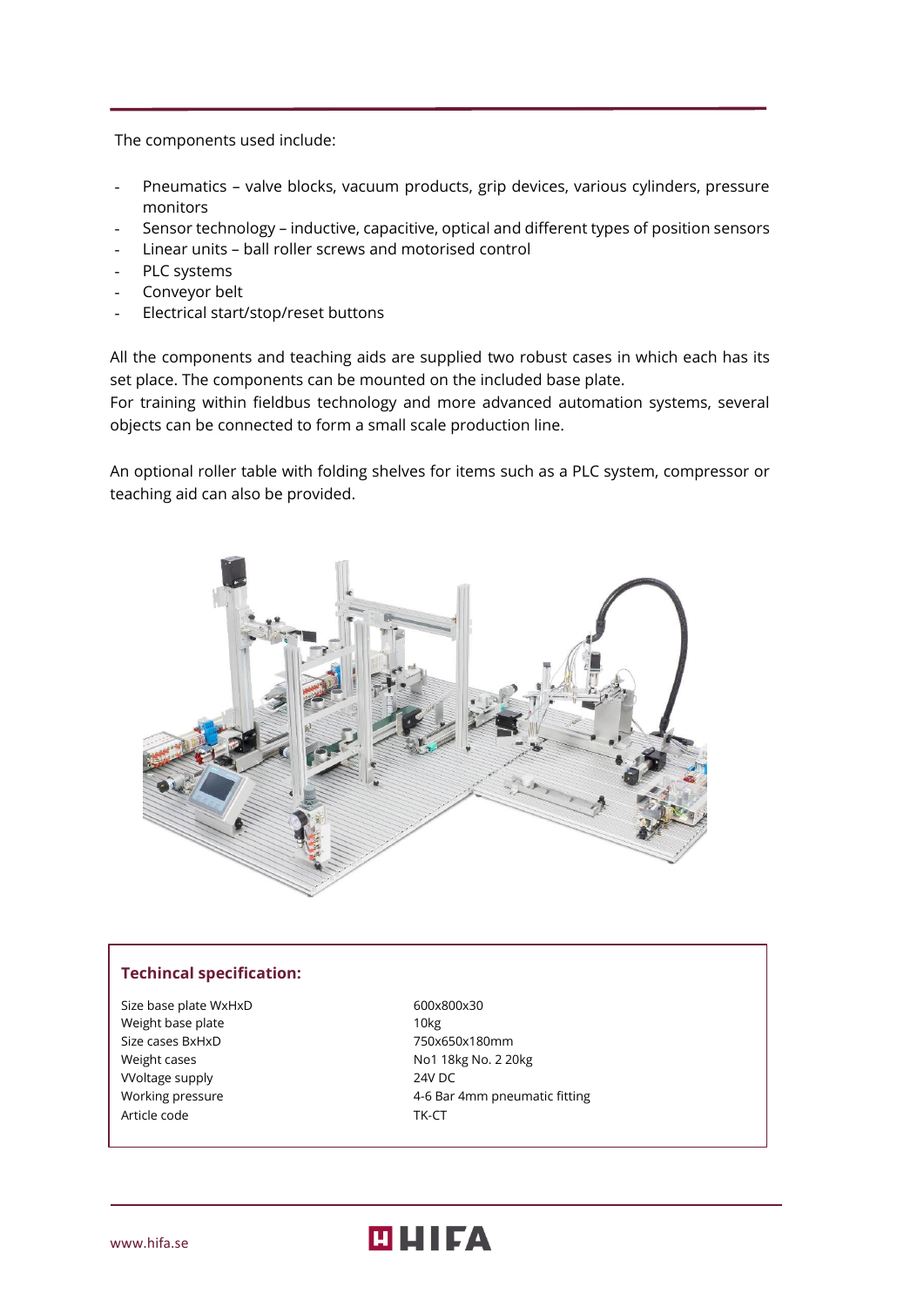The components used include:

- Pneumatics – valve blocks, vacuum products, grip devices, various cylinders, pressure monitors
- Sensor technology – inductive, capacitive, optical and different types of position sensors
- Linear units – ball roller screws and motorised control
- PLC systems
- Conveyor belt
- Electrical start/stop/reset buttons

All the components and teaching aids are supplied two robust cases in which each has its set place. The components can be mounted on the included base plate.
For training within fieldbus technology and more advanced automation systems, several objects can be connected to form a small scale production line.

An optional roller table with folding shelves for items such as a PLC system, compressor or teaching aid can also be provided.

## Techincal specification:

| | |
|---|---|
| Size base plate WxHxD | 600x800x30 |
| Weight base plate | 10kg |
| Size cases BxHxD | 750x650x180mm |
| Weight cases | No1 18kg No. 2 20kg |
| VVoltage supply | 24V DC |
| Working pressure | 4-6 Bar 4mm pneumatic fitting |
| Article code | TK-CT |